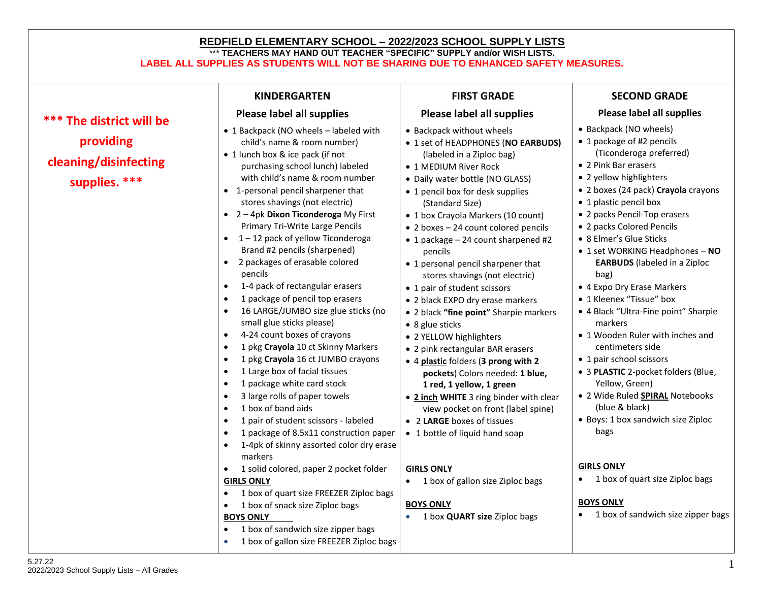# REDFIELD ELEMENTARY SCHOOL – 2022/2023 SCHOOL SUPPLY LISTS

*** **TEACHERS MAY HAND OUT TEACHER "SPECIFIC" SUPPLY and/or WISH LISTS.**

**LABEL ALL SUPPLIES AS STUDENTS WILL NOT BE SHARING DUE TO ENHANCED SAFETY MEASURES.**

**\*\*\* The district will be providing cleaning/disinfecting supplies. \*\*\***

## KINDERGARTEN

### Please label all supplies

- 1 Backpack (NO wheels – labeled with child's name & room number)
- 1 lunch box & ice pack (if not purchasing school lunch) labeled with child's name & room number
- 1-personal pencil sharpener that stores shavings (not electric)
- 2 – 4pk **Dixon Ticonderoga** My First Primary Tri-Write Large Pencils
- 1 – 12 pack of yellow Ticonderoga Brand #2 pencils (sharpened)
- 2 packages of erasable colored pencils
- 1-4 pack of rectangular erasers
- 1 package of pencil top erasers
- 16 LARGE/JUMBO size glue sticks (no small glue sticks please)
- 4-24 count boxes of crayons
- 1 pkg **Crayola** 10 ct Skinny Markers
- 1 pkg **Crayola** 16 ct JUMBO crayons
- 1 Large box of facial tissues
- 1 package white card stock
- 3 large rolls of paper towels
- 1 box of band aids
- 1 pair of student scissors - labeled
- 1 package of 8.5x11 construction paper
- 1-4pk of skinny assorted color dry erase markers
- 1 solid colored, paper 2 pocket folder

**GIRLS ONLY**

- 1 box of quart size FREEZER Ziploc bags
- 1 box of snack size Ziploc bags

**BOYS ONLY**

- 1 box of sandwich size zipper bags
- 1 box of gallon size FREEZER Ziploc bags

## FIRST GRADE

### Please label all supplies

- Backpack without wheels
- 1 set of HEADPHONES (**NO EARBUDS)** (labeled in a Ziploc bag)
- 1 MEDIUM River Rock
- Daily water bottle (NO GLASS)
- 1 pencil box for desk supplies (Standard Size)
- 1 box Crayola Markers (10 count)
- 2 boxes – 24 count colored pencils
- 1 package – 24 count sharpened #2 pencils
- 1 personal pencil sharpener that stores shavings (not electric)
- 1 pair of student scissors
- 2 black EXPO dry erase markers
- 2 black **"fine point"** Sharpie markers
- 8 glue sticks
- 2 YELLOW highlighters
- 2 pink rectangular BAR erasers
- 4 **plastic** folders (**3 prong with 2 pockets**) Colors needed: **1 blue, 1 red, 1 yellow, 1 green**
- **2 inch WHITE** 3 ring binder with clear view pocket on front (label spine)
- 2 **LARGE** boxes of tissues
- 1 bottle of liquid hand soap

**GIRLS ONLY**

- 1 box of gallon size Ziploc bags

**BOYS ONLY**

- 1 box **QUART size** Ziploc bags

## SECOND GRADE

### Please label all supplies

- Backpack (NO wheels)
- 1 package of #2 pencils (Ticonderoga preferred)
- 2 Pink Bar erasers
- 2 yellow highlighters
- 2 boxes (24 pack) **Crayola** crayons
- 1 plastic pencil box
- 2 packs Pencil-Top erasers
- 2 packs Colored Pencils
- 8 Elmer's Glue Sticks
- 1 set WORKING Headphones – **NO EARBUDS** (labeled in a Ziploc bag)
- 4 Expo Dry Erase Markers
- 1 Kleenex "Tissue" box
- 4 Black "Ultra-Fine point" Sharpie markers
- 1 Wooden Ruler with inches and centimeters side
- 1 pair school scissors
- 3 **PLASTIC** 2-pocket folders (Blue, Yellow, Green)
- 2 Wide Ruled **SPIRAL** Notebooks (blue & black)
- Boys: 1 box sandwich size Ziploc bags

**GIRLS ONLY**

- 1 box of quart size Ziploc bags

**BOYS ONLY**

- 1 box of sandwich size zipper bags

5.27.22
2022/2023 School Supply Lists – All Grades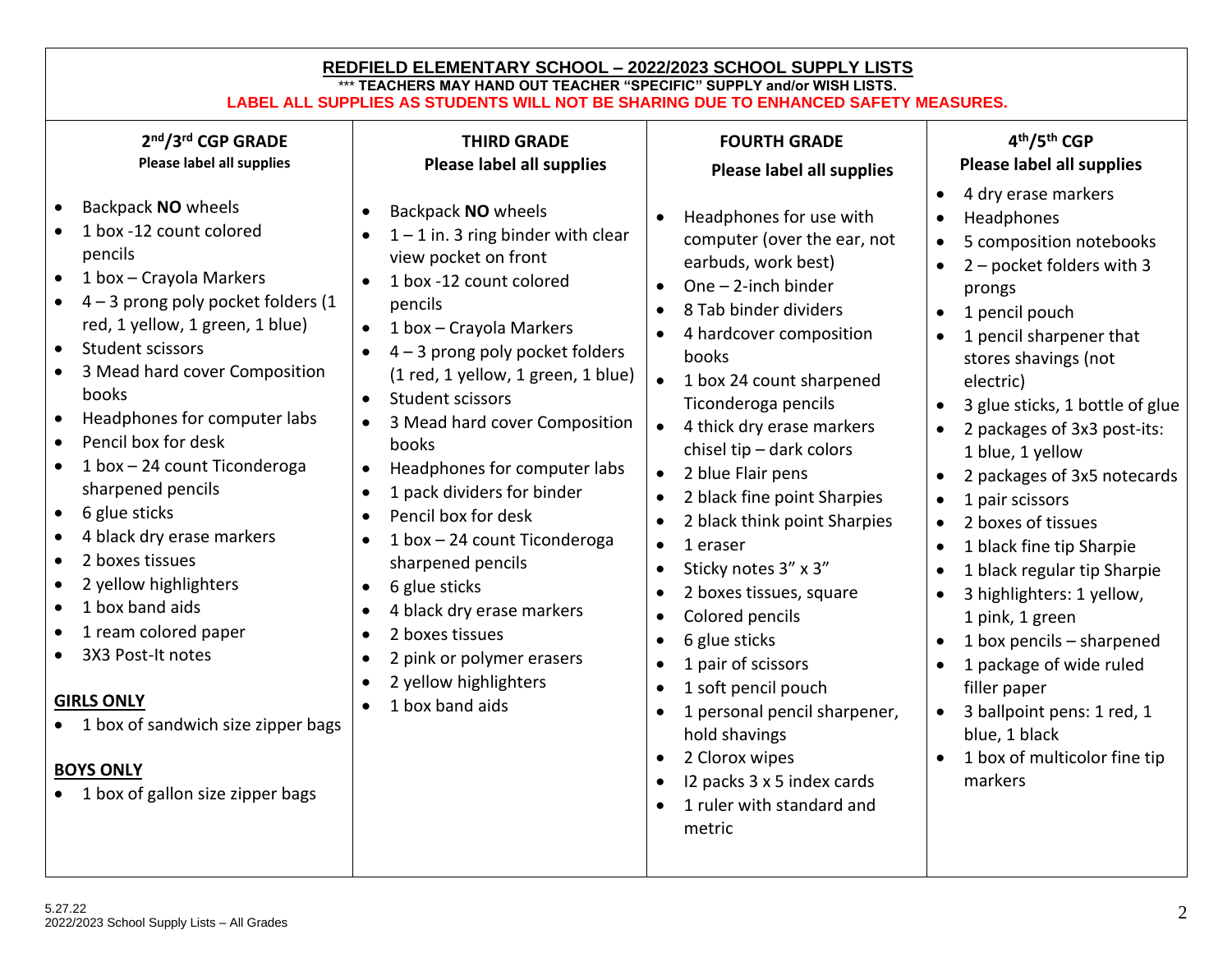# REDFIELD ELEMENTARY SCHOOL – 2022/2023 SCHOOL SUPPLY LISTS

*** TEACHERS MAY HAND OUT TEACHER "SPECIFIC" SUPPLY and/or WISH LISTS.

**LABEL ALL SUPPLIES AS STUDENTS WILL NOT BE SHARING DUE TO ENHANCED SAFETY MEASURES.**

## 2nd/3rd CGP GRADE

**Please label all supplies**

- Backpack **NO** wheels
- 1 box -12 count colored pencils
- 1 box – Crayola Markers
- 4 – 3 prong poly pocket folders (1 red, 1 yellow, 1 green, 1 blue)
- Student scissors
- 3 Mead hard cover Composition books
- Headphones for computer labs
- Pencil box for desk
- 1 box – 24 count Ticonderoga sharpened pencils
- 6 glue sticks
- 4 black dry erase markers
- 2 boxes tissues
- 2 yellow highlighters
- 1 box band aids
- 1 ream colored paper
- 3X3 Post-It notes

**GIRLS ONLY**

- 1 box of sandwich size zipper bags

**BOYS ONLY**

- 1 box of gallon size zipper bags

## THIRD GRADE

**Please label all supplies**

- Backpack **NO** wheels
- 1 – 1 in. 3 ring binder with clear view pocket on front
- 1 box -12 count colored pencils
- 1 box – Crayola Markers
- 4 – 3 prong poly pocket folders (1 red, 1 yellow, 1 green, 1 blue)
- Student scissors
- 3 Mead hard cover Composition books
- Headphones for computer labs
- 1 pack dividers for binder
- Pencil box for desk
- 1 box – 24 count Ticonderoga sharpened pencils
- 6 glue sticks
- 4 black dry erase markers
- 2 boxes tissues
- 2 pink or polymer erasers
- 2 yellow highlighters
- 1 box band aids

## FOURTH GRADE

**Please label all supplies**

- Headphones for use with computer (over the ear, not earbuds, work best)
- One – 2-inch binder
- 8 Tab binder dividers
- 4 hardcover composition books
- 1 box 24 count sharpened Ticonderoga pencils
- 4 thick dry erase markers chisel tip – dark colors
- 2 blue Flair pens
- 2 black fine point Sharpies
- 2 black think point Sharpies
- 1 eraser
- Sticky notes 3" x 3"
- 2 boxes tissues, square
- Colored pencils
- 6 glue sticks
- 1 pair of scissors
- 1 soft pencil pouch
- 1 personal pencil sharpener, hold shavings
- 2 Clorox wipes
- I2 packs 3 x 5 index cards
- 1 ruler with standard and metric

## 4th/5th CGP

**Please label all supplies**

- 4 dry erase markers
- Headphones
- 5 composition notebooks
- 2 – pocket folders with 3 prongs
- 1 pencil pouch
- 1 pencil sharpener that stores shavings (not electric)
- 3 glue sticks, 1 bottle of glue
- 2 packages of 3x3 post-its: 1 blue, 1 yellow
- 2 packages of 3x5 notecards
- 1 pair scissors
- 2 boxes of tissues
- 1 black fine tip Sharpie
- 1 black regular tip Sharpie
- 3 highlighters: 1 yellow, 1 pink, 1 green
- 1 box pencils – sharpened
- 1 package of wide ruled filler paper
- 3 ballpoint pens: 1 red, 1 blue, 1 black
- 1 box of multicolor fine tip markers

5.27.22
2022/2023 School Supply Lists – All Grades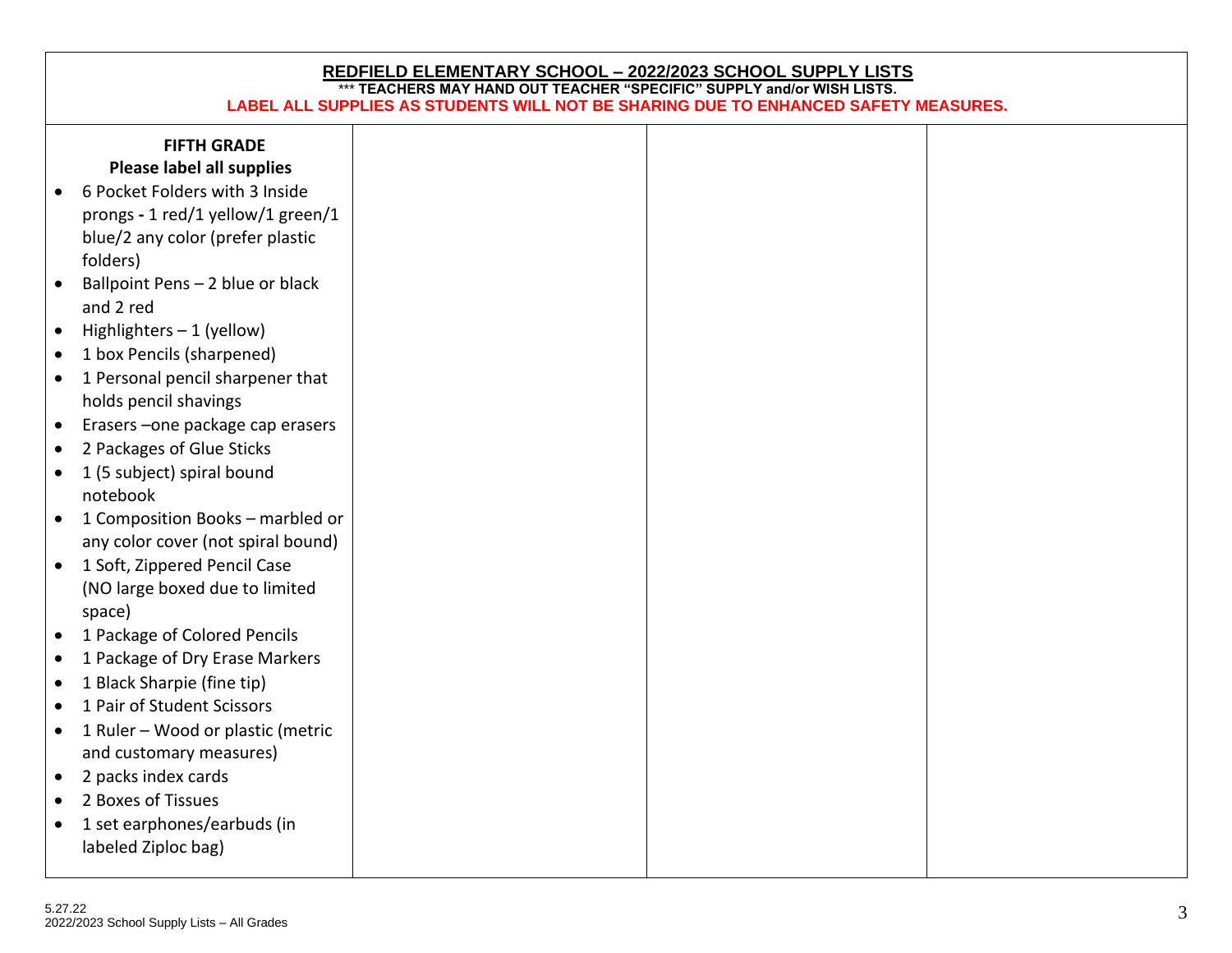## REDFIELD ELEMENTARY SCHOOL – 2022/2023 SCHOOL SUPPLY LISTS

*** TEACHERS MAY HAND OUT TEACHER "SPECIFIC" SUPPLY and/or WISH LISTS.

**LABEL ALL SUPPLIES AS STUDENTS WILL NOT BE SHARING DUE TO ENHANCED SAFETY MEASURES.**

### FIFTH GRADE

**Please label all supplies**

- 6 Pocket Folders with 3 Inside prongs - 1 red/1 yellow/1 green/1 blue/2 any color (prefer plastic folders)
- Ballpoint Pens – 2 blue or black and 2 red
- Highlighters – 1 (yellow)
- 1 box Pencils (sharpened)
- 1 Personal pencil sharpener that holds pencil shavings
- Erasers –one package cap erasers
- 2 Packages of Glue Sticks
- 1 (5 subject) spiral bound notebook
- 1 Composition Books – marbled or any color cover (not spiral bound)
- 1 Soft, Zippered Pencil Case (NO large boxed due to limited space)
- 1 Package of Colored Pencils
- 1 Package of Dry Erase Markers
- 1 Black Sharpie (fine tip)
- 1 Pair of Student Scissors
- 1 Ruler – Wood or plastic (metric and customary measures)
- 2 packs index cards
- 2 Boxes of Tissues
- 1 set earphones/earbuds (in labeled Ziploc bag)

5.27.22
2022/2023 School Supply Lists – All Grades